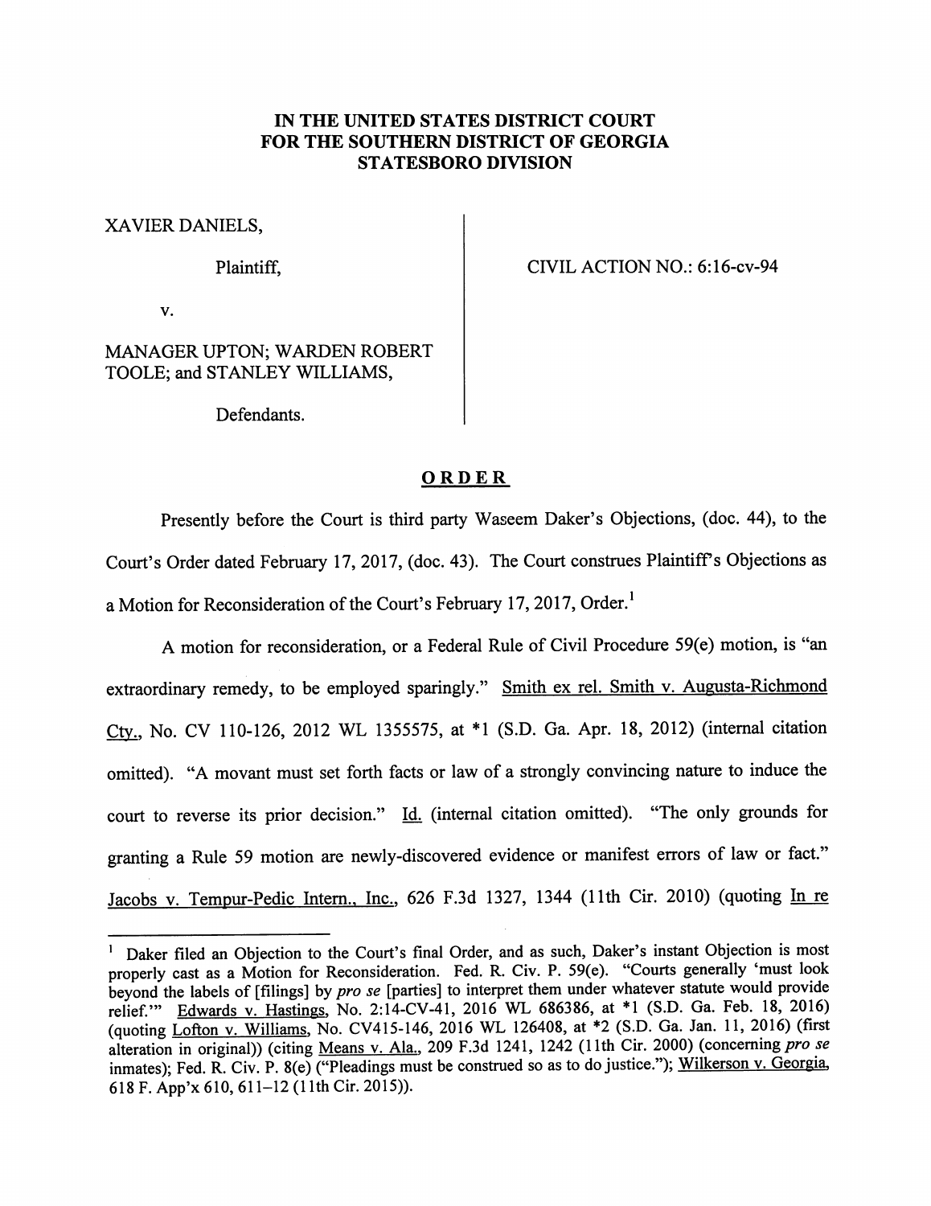# IN THE UNITED STATES DISTRICT COURT FOR THE SOUTHERN DISTRICT OF GEORGIA STATESBORO DIVISION

XAVIER DANIELS,

Plaintiff,

v.

MANAGER UPTON; WARDEN ROBERT TOOLE; and STANLEY WILLIAMS,

Defendants.

CIVIL ACTION NO.: 6:16-cv-94

## ORDER

Presently before the Court is third party Waseem Daker's Objections, (doc. 44), to the Court's Order dated February 17, 2017, (doc. 43). The Court construes Plaintiff's Objections as a Motion for Reconsideration of the Court's February 17, 2017, Order.[1]

A motion for reconsideration, or a Federal Rule of Civil Procedure 59(e) motion, is "an extraordinary remedy, to be employed sparingly." Smith ex rel. Smith v. Augusta-Richmond Cty., No. CV 110-126, 2012 WL 1355575, at *1 (S.D. Ga. Apr. 18, 2012) (internal citation omitted). "A movant must set forth facts or law of a strongly convincing nature to induce the court to reverse its prior decision." Id. (internal citation omitted). "The only grounds for granting a Rule 59 motion are newly-discovered evidence or manifest errors of law or fact." Jacobs v. Tempur-Pedic Intern., Inc., 626 F.3d 1327, 1344 (11th Cir. 2010) (quoting In re

---

[1] Daker filed an Objection to the Court's final Order, and as such, Daker's instant Objection is most properly cast as a Motion for Reconsideration. Fed. R. Civ. P. 59(e). "Courts generally 'must look beyond the labels of [filings] by *pro se* [parties] to interpret them under whatever statute would provide relief.'" Edwards v. Hastings, No. 2:14-CV-41, 2016 WL 686386, at *1 (S.D. Ga. Feb. 18, 2016) (quoting Lofton v. Williams, No. CV415-146, 2016 WL 126408, at *2 (S.D. Ga. Jan. 11, 2016) (first alteration in original)) (citing Means v. Ala., 209 F.3d 1241, 1242 (11th Cir. 2000) (concerning *pro se* inmates); Fed. R. Civ. P. 8(e) ("Pleadings must be construed so as to do justice."); Wilkerson v. Georgia, 618 F. App'x 610, 611–12 (11th Cir. 2015)).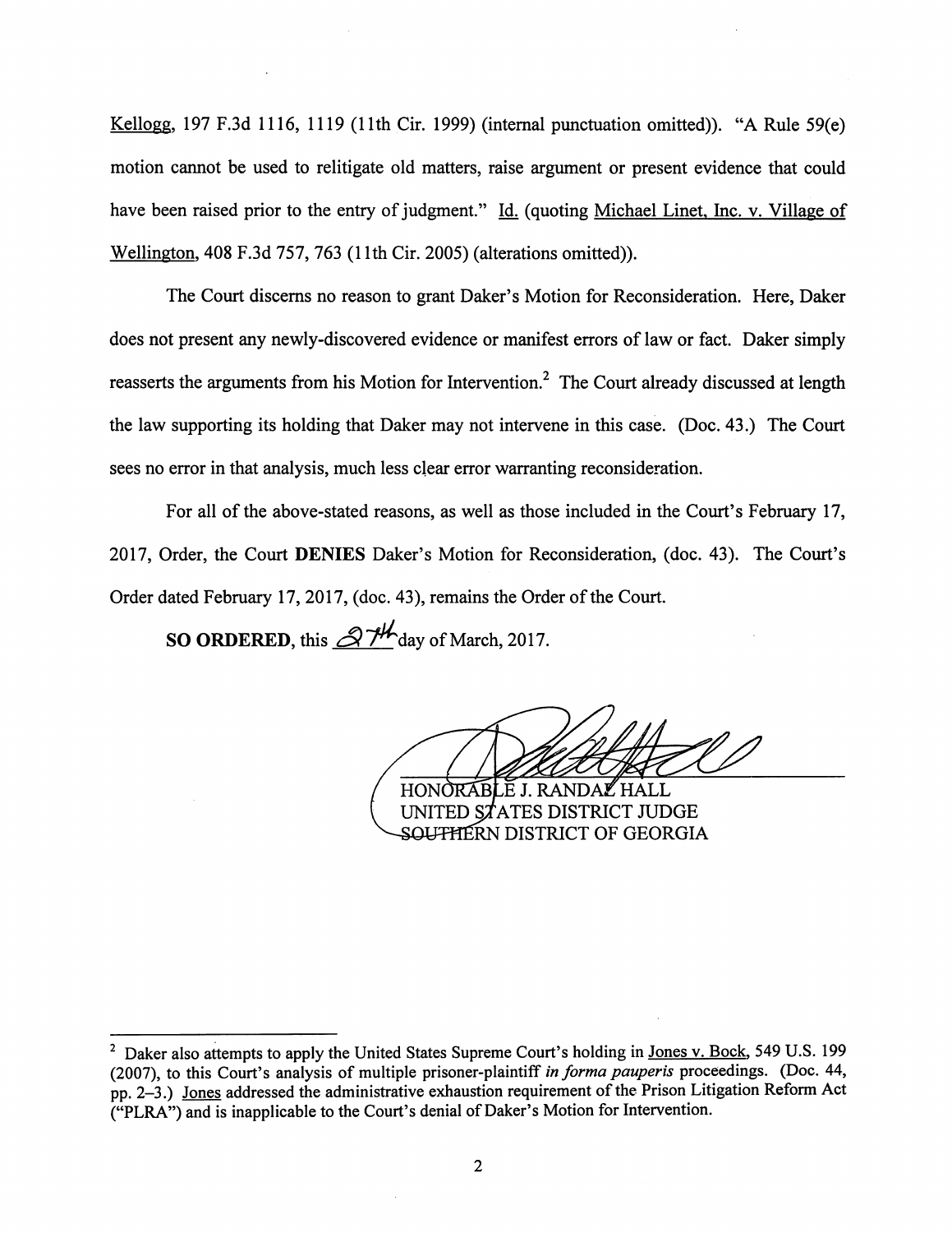Kellogg, 197 F.3d 1116, 1119 (11th Cir. 1999) (internal punctuation omitted)). "A Rule 59(e) motion cannot be used to relitigate old matters, raise argument or present evidence that could have been raised prior to the entry of judgment." Id. (quoting Michael Linet, Inc. v. Village of Wellington, 408 F.3d 757, 763 (11th Cir. 2005) (alterations omitted)).

The Court discerns no reason to grant Daker's Motion for Reconsideration. Here, Daker does not present any newly-discovered evidence or manifest errors of law or fact. Daker simply reasserts the arguments from his Motion for Intervention.[2] The Court already discussed at length the law supporting its holding that Daker may not intervene in this case. (Doc. 43.) The Court sees no error in that analysis, much less clear error warranting reconsideration.

For all of the above-stated reasons, as well as those included in the Court's February 17, 2017, Order, the Court **DENIES** Daker's Motion for Reconsideration, (doc. 43). The Court's Order dated February 17, 2017, (doc. 43), remains the Order of the Court.

**SO ORDERED**, this 27th day of March, 2017.

HONORABLE J. RANDAL HALL
UNITED STATES DISTRICT JUDGE
SOUTHERN DISTRICT OF GEORGIA

---

[2] Daker also attempts to apply the United States Supreme Court's holding in Jones v. Bock, 549 U.S. 199 (2007), to this Court's analysis of multiple prisoner-plaintiff *in forma pauperis* proceedings. (Doc. 44, pp. 2–3.) Jones addressed the administrative exhaustion requirement of the Prison Litigation Reform Act ("PLRA") and is inapplicable to the Court's denial of Daker's Motion for Intervention.